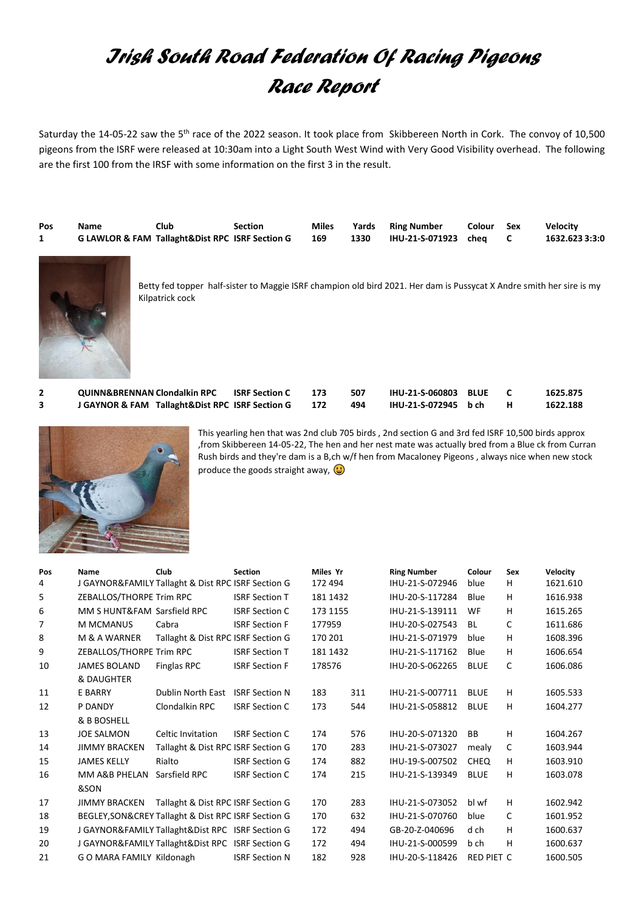# Irish South Road Federation Of Racing Pigeons

# Race Report

Saturday the 14-05-22 saw the 5th race of the 2022 season. It took place from Skibbereen North in Cork. The convoy of 10,500 pigeons from the ISRF were released at 10:30am into a Light South West Wind with Very Good Visibility overhead. The following are the first 100 from the IRSF with some information on the first 3 in the result.

| Pos | Name | Club | Section | Miles | Yards | Ring Number | Colour | Sex | Velocity |
|---|---|---|---|---|---|---|---|---|---|
| 1 | G LAWLOR & FAM | Tallaght&Dist RPC | ISRF Section G | 169 | 1330 | IHU-21-S-071923 | cheq | C | 1632.623 3:3:0 |

Betty fed topper half-sister to Maggie ISRF champion old bird 2021. Her dam is Pussycat X Andre smith her sire is my Kilpatrick cock

| Pos | Name | Club | Section | Miles | Yards | Ring Number | Colour | Sex | Velocity |
|---|---|---|---|---|---|---|---|---|---|
| 2 | QUINN&BRENNAN | Clondalkin RPC | ISRF Section C | 173 | 507 | IHU-21-S-060803 | BLUE | C | 1625.875 |
| 3 | J GAYNOR & FAM | Tallaght&Dist RPC | ISRF Section G | 172 | 494 | IHU-21-S-072945 | b ch | H | 1622.188 |

This yearling hen that was 2nd club 705 birds , 2nd section G and 3rd fed ISRF 10,500 birds approx ,from Skibbereen 14-05-22, The hen and her nest mate was actually bred from a Blue ck from Curran Rush birds and they're dam is a B,ch w/f hen from Macaloney Pigeons , always nice when new stock produce the goods straight away, 😀

| Pos | Name | Club | Section | Miles | Yr | Ring Number | Colour | Sex | Velocity |
|---|---|---|---|---|---|---|---|---|---|
| 4 | J GAYNOR&FAMILY | Tallaght & Dist RPC | ISRF Section G | 172 | 494 | IHU-21-S-072946 | blue | H | 1621.610 |
| 5 | ZEBALLOS/THORPE | Trim RPC | ISRF Section T | 181 | 1432 | IHU-20-S-117284 | Blue | H | 1616.938 |
| 6 | MM S HUNT&FAM | Sarsfield RPC | ISRF Section C | 173 | 1155 | IHU-21-S-139111 | WF | H | 1615.265 |
| 7 | M MCMANUS | Cabra | ISRF Section F | 177959 | | IHU-20-S-027543 | BL | C | 1611.686 |
| 8 | M & A WARNER | Tallaght & Dist RPC | ISRF Section G | 170 | 201 | IHU-21-S-071979 | blue | H | 1608.396 |
| 9 | ZEBALLOS/THORPE | Trim RPC | ISRF Section T | 181 | 1432 | IHU-21-S-117162 | Blue | H | 1606.654 |
| 10 | JAMES BOLAND & DAUGHTER | Finglas RPC | ISRF Section F | 178576 | | IHU-20-S-062265 | BLUE | C | 1606.086 |
| 11 | E BARRY | Dublin North East | ISRF Section N | 183 | 311 | IHU-21-S-007711 | BLUE | H | 1605.533 |
| 12 | P DANDY & B BOSHELL | Clondalkin RPC | ISRF Section C | 173 | 544 | IHU-21-S-058812 | BLUE | H | 1604.277 |
| 13 | JOE SALMON | Celtic Invitation | ISRF Section C | 174 | 576 | IHU-20-S-071320 | BB | H | 1604.267 |
| 14 | JIMMY BRACKEN | Tallaght & Dist RPC | ISRF Section G | 170 | 283 | IHU-21-S-073027 | mealy | C | 1603.944 |
| 15 | JAMES KELLY | Rialto | ISRF Section G | 174 | 882 | IHU-19-S-007502 | CHEQ | H | 1603.910 |
| 16 | MM A&B PHELAN &SON | Sarsfield RPC | ISRF Section C | 174 | 215 | IHU-21-S-139349 | BLUE | H | 1603.078 |
| 17 | JIMMY BRACKEN | Tallaght & Dist RPC | ISRF Section G | 170 | 283 | IHU-21-S-073052 | bl wf | H | 1602.942 |
| 18 | BEGLEY,SON&CREY | Tallaght & Dist RPC | ISRF Section G | 170 | 632 | IHU-21-S-070760 | blue | C | 1601.952 |
| 19 | J GAYNOR&FAMILY | Tallaght&Dist RPC | ISRF Section G | 172 | 494 | GB-20-Z-040696 | d ch | H | 1600.637 |
| 20 | J GAYNOR&FAMILY | Tallaght&Dist RPC | ISRF Section G | 172 | 494 | IHU-21-S-000599 | b ch | H | 1600.637 |
| 21 | G O MARA FAMILY | Kildonagh | ISRF Section N | 182 | 928 | IHU-20-S-118426 | RED PIET | C | 1600.505 |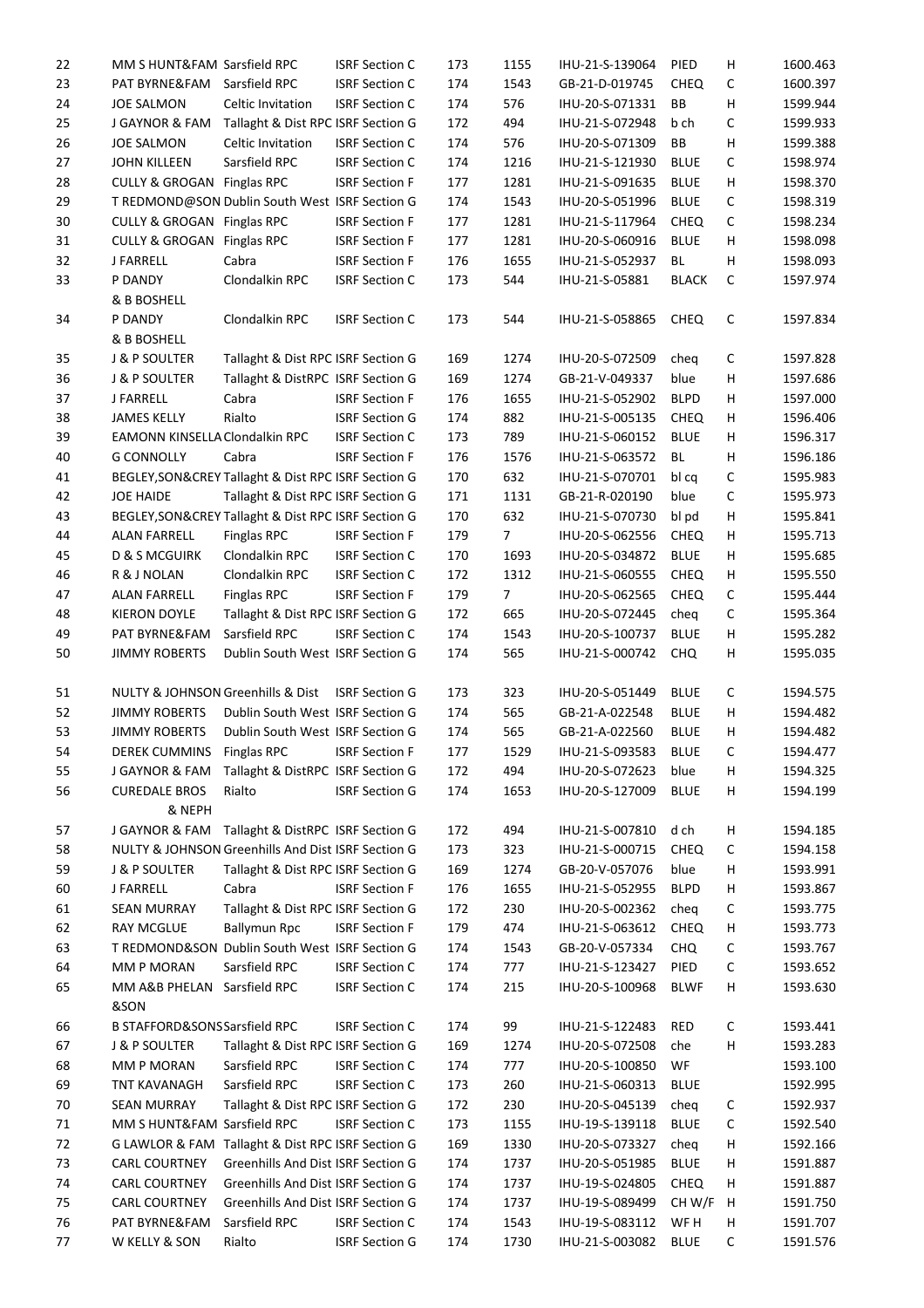| | | | | | | | | | |
|---|---|---|---|---|---|---|---|---|---|
| 22 | MM S HUNT&FAM | Sarsfield RPC | ISRF Section C | 173 | 1155 | IHU-21-S-139064 | PIED | H | 1600.463 |
| 23 | PAT BYRNE&FAM | Sarsfield RPC | ISRF Section C | 174 | 1543 | GB-21-D-019745 | CHEQ | C | 1600.397 |
| 24 | JOE SALMON | Celtic Invitation | ISRF Section C | 174 | 576 | IHU-20-S-071331 | BB | H | 1599.944 |
| 25 | J GAYNOR & FAM | Tallaght & Dist RPC | ISRF Section G | 172 | 494 | IHU-21-S-072948 | b ch | C | 1599.933 |
| 26 | JOE SALMON | Celtic Invitation | ISRF Section C | 174 | 576 | IHU-20-S-071309 | BB | H | 1599.388 |
| 27 | JOHN KILLEEN | Sarsfield RPC | ISRF Section C | 174 | 1216 | IHU-21-S-121930 | BLUE | C | 1598.974 |
| 28 | CULLY & GROGAN | Finglas RPC | ISRF Section F | 177 | 1281 | IHU-21-S-091635 | BLUE | H | 1598.370 |
| 29 | T REDMOND@SON | Dublin South West | ISRF Section G | 174 | 1543 | IHU-20-S-051996 | BLUE | C | 1598.319 |
| 30 | CULLY & GROGAN | Finglas RPC | ISRF Section F | 177 | 1281 | IHU-21-S-117964 | CHEQ | C | 1598.234 |
| 31 | CULLY & GROGAN | Finglas RPC | ISRF Section F | 177 | 1281 | IHU-20-S-060916 | BLUE | H | 1598.098 |
| 32 | J FARRELL | Cabra | ISRF Section F | 176 | 1655 | IHU-21-S-052937 | BL | H | 1598.093 |
| 33 | P DANDY & B BOSHELL | Clondalkin RPC | ISRF Section C | 173 | 544 | IHU-21-S-05881 | BLACK | C | 1597.974 |
| 34 | P DANDY & B BOSHELL | Clondalkin RPC | ISRF Section C | 173 | 544 | IHU-21-S-058865 | CHEQ | C | 1597.834 |
| 35 | J & P SOULTER | Tallaght & Dist RPC | ISRF Section G | 169 | 1274 | IHU-20-S-072509 | cheq | C | 1597.828 |
| 36 | J & P SOULTER | Tallaght & DistRPC | ISRF Section G | 169 | 1274 | GB-21-V-049337 | blue | H | 1597.686 |
| 37 | J FARRELL | Cabra | ISRF Section F | 176 | 1655 | IHU-21-S-052902 | BLPD | H | 1597.000 |
| 38 | JAMES KELLY | Rialto | ISRF Section G | 174 | 882 | IHU-21-S-005135 | CHEQ | H | 1596.406 |
| 39 | EAMONN KINSELLA | Clondalkin RPC | ISRF Section C | 173 | 789 | IHU-21-S-060152 | BLUE | H | 1596.317 |
| 40 | G CONNOLLY | Cabra | ISRF Section F | 176 | 1576 | IHU-21-S-063572 | BL | H | 1596.186 |
| 41 | BEGLEY,SON&CREY | Tallaght & Dist RPC | ISRF Section G | 170 | 632 | IHU-21-S-070701 | bl cq | C | 1595.983 |
| 42 | JOE HAIDE | Tallaght & Dist RPC | ISRF Section G | 171 | 1131 | GB-21-R-020190 | blue | C | 1595.973 |
| 43 | BEGLEY,SON&CREY | Tallaght & Dist RPC | ISRF Section G | 170 | 632 | IHU-21-S-070730 | bl pd | H | 1595.841 |
| 44 | ALAN FARRELL | Finglas RPC | ISRF Section F | 179 | 7 | IHU-20-S-062556 | CHEQ | H | 1595.713 |
| 45 | D & S MCGUIRK | Clondalkin RPC | ISRF Section C | 170 | 1693 | IHU-20-S-034872 | BLUE | H | 1595.685 |
| 46 | R & J NOLAN | Clondalkin RPC | ISRF Section C | 172 | 1312 | IHU-21-S-060555 | CHEQ | H | 1595.550 |
| 47 | ALAN FARRELL | Finglas RPC | ISRF Section F | 179 | 7 | IHU-20-S-062565 | CHEQ | C | 1595.444 |
| 48 | KIERON DOYLE | Tallaght & Dist RPC | ISRF Section G | 172 | 665 | IHU-20-S-072445 | cheq | C | 1595.364 |
| 49 | PAT BYRNE&FAM | Sarsfield RPC | ISRF Section C | 174 | 1543 | IHU-20-S-100737 | BLUE | H | 1595.282 |
| 50 | JIMMY ROBERTS | Dublin South West | ISRF Section G | 174 | 565 | IHU-21-S-000742 | CHQ | H | 1595.035 |
| 51 | NULTY & JOHNSON | Greenhills & Dist | ISRF Section G | 173 | 323 | IHU-20-S-051449 | BLUE | C | 1594.575 |
| 52 | JIMMY ROBERTS | Dublin South West | ISRF Section G | 174 | 565 | GB-21-A-022548 | BLUE | H | 1594.482 |
| 53 | JIMMY ROBERTS | Dublin South West | ISRF Section G | 174 | 565 | GB-21-A-022560 | BLUE | H | 1594.482 |
| 54 | DEREK CUMMINS | Finglas RPC | ISRF Section F | 177 | 1529 | IHU-21-S-093583 | BLUE | C | 1594.477 |
| 55 | J GAYNOR & FAM | Tallaght & DistRPC | ISRF Section G | 172 | 494 | IHU-20-S-072623 | blue | H | 1594.325 |
| 56 | CUREDALE BROS & NEPH | Rialto | ISRF Section G | 174 | 1653 | IHU-20-S-127009 | BLUE | H | 1594.199 |
| 57 | J GAYNOR & FAM | Tallaght & DistRPC | ISRF Section G | 172 | 494 | IHU-21-S-007810 | d ch | H | 1594.185 |
| 58 | NULTY & JOHNSON | Greenhills And Dist | ISRF Section G | 173 | 323 | IHU-21-S-000715 | CHEQ | C | 1594.158 |
| 59 | J & P SOULTER | Tallaght & Dist RPC | ISRF Section G | 169 | 1274 | GB-20-V-057076 | blue | H | 1593.991 |
| 60 | J FARRELL | Cabra | ISRF Section F | 176 | 1655 | IHU-21-S-052955 | BLPD | H | 1593.867 |
| 61 | SEAN MURRAY | Tallaght & Dist RPC | ISRF Section G | 172 | 230 | IHU-20-S-002362 | cheq | C | 1593.775 |
| 62 | RAY MCGLUE | Ballymun Rpc | ISRF Section F | 179 | 474 | IHU-21-S-063612 | CHEQ | H | 1593.773 |
| 63 | T REDMOND&SON | Dublin South West | ISRF Section G | 174 | 1543 | GB-20-V-057334 | CHQ | C | 1593.767 |
| 64 | MM P MORAN | Sarsfield RPC | ISRF Section C | 174 | 777 | IHU-21-S-123427 | PIED | C | 1593.652 |
| 65 | MM A&B PHELAN &SON | Sarsfield RPC | ISRF Section C | 174 | 215 | IHU-20-S-100968 | BLWF | H | 1593.630 |
| 66 | B STAFFORD&SONS | Sarsfield RPC | ISRF Section C | 174 | 99 | IHU-21-S-122483 | RED | C | 1593.441 |
| 67 | J & P SOULTER | Tallaght & Dist RPC | ISRF Section G | 169 | 1274 | IHU-20-S-072508 | che | H | 1593.283 |
| 68 | MM P MORAN | Sarsfield RPC | ISRF Section C | 174 | 777 | IHU-20-S-100850 | WF | | 1593.100 |
| 69 | TNT KAVANAGH | Sarsfield RPC | ISRF Section C | 173 | 260 | IHU-21-S-060313 | BLUE | | 1592.995 |
| 70 | SEAN MURRAY | Tallaght & Dist RPC | ISRF Section G | 172 | 230 | IHU-20-S-045139 | cheq | C | 1592.937 |
| 71 | MM S HUNT&FAM | Sarsfield RPC | ISRF Section C | 173 | 1155 | IHU-19-S-139118 | BLUE | C | 1592.540 |
| 72 | G LAWLOR & FAM | Tallaght & Dist RPC | ISRF Section G | 169 | 1330 | IHU-20-S-073327 | cheq | H | 1592.166 |
| 73 | CARL COURTNEY | Greenhills And Dist | ISRF Section G | 174 | 1737 | IHU-20-S-051985 | BLUE | H | 1591.887 |
| 74 | CARL COURTNEY | Greenhills And Dist | ISRF Section G | 174 | 1737 | IHU-19-S-024805 | CHEQ | H | 1591.887 |
| 75 | CARL COURTNEY | Greenhills And Dist | ISRF Section G | 174 | 1737 | IHU-19-S-089499 | CH W/F | H | 1591.750 |
| 76 | PAT BYRNE&FAM | Sarsfield RPC | ISRF Section C | 174 | 1543 | IHU-19-S-083112 | WF H | H | 1591.707 |
| 77 | W KELLY & SON | Rialto | ISRF Section G | 174 | 1730 | IHU-21-S-003082 | BLUE | C | 1591.576 |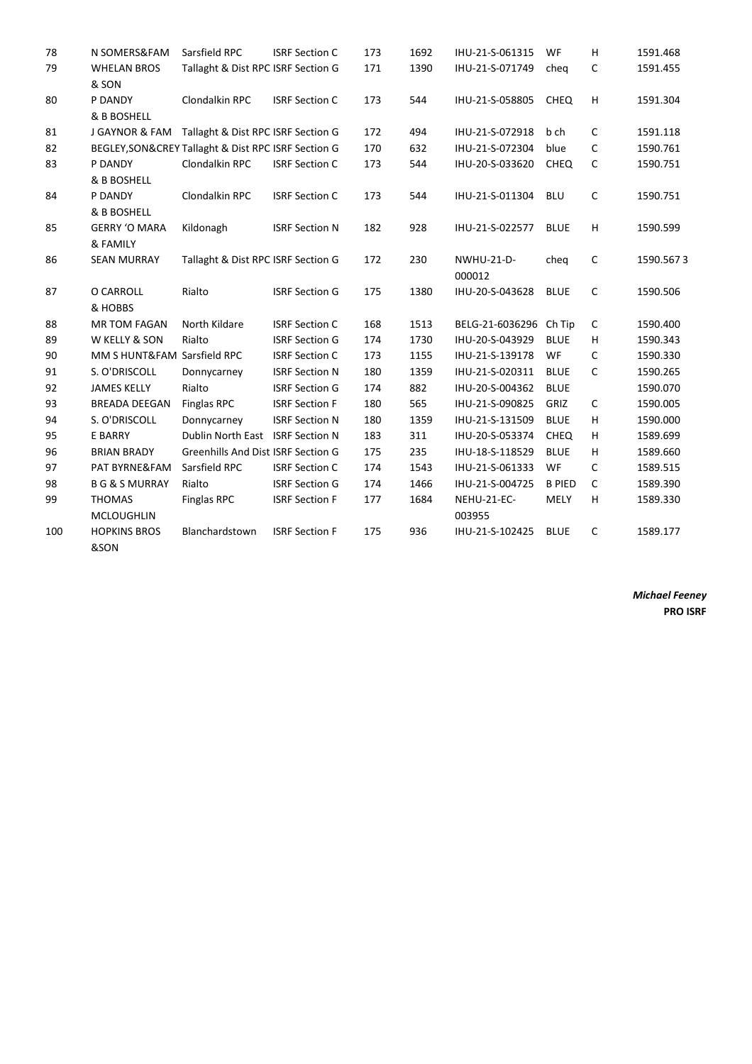| | | | | | | | | | |
|---|---|---|---|---|---|---|---|---|---|
| 78 | N SOMERS&FAM | Sarsfield RPC | ISRF Section C | 173 | 1692 | IHU-21-S-061315 | WF | H | 1591.468 |
| 79 | WHELAN BROS & SON | Tallaght & Dist RPC | ISRF Section G | 171 | 1390 | IHU-21-S-071749 | cheq | C | 1591.455 |
| 80 | P DANDY & B BOSHELL | Clondalkin RPC | ISRF Section C | 173 | 544 | IHU-21-S-058805 | CHEQ | H | 1591.304 |
| 81 | J GAYNOR & FAM | Tallaght & Dist RPC | ISRF Section G | 172 | 494 | IHU-21-S-072918 | b ch | C | 1591.118 |
| 82 | BEGLEY,SON&CREY | Tallaght & Dist RPC | ISRF Section G | 170 | 632 | IHU-21-S-072304 | blue | C | 1590.761 |
| 83 | P DANDY & B BOSHELL | Clondalkin RPC | ISRF Section C | 173 | 544 | IHU-20-S-033620 | CHEQ | C | 1590.751 |
| 84 | P DANDY & B BOSHELL | Clondalkin RPC | ISRF Section C | 173 | 544 | IHU-21-S-011304 | BLU | C | 1590.751 |
| 85 | GERRY 'O MARA & FAMILY | Kildonagh | ISRF Section N | 182 | 928 | IHU-21-S-022577 | BLUE | H | 1590.599 |
| 86 | SEAN MURRAY | Tallaght & Dist RPC | ISRF Section G | 172 | 230 | NWHU-21-D-000012 | cheq | C | 1590.567 3 |
| 87 | O CARROLL & HOBBS | Rialto | ISRF Section G | 175 | 1380 | IHU-20-S-043628 | BLUE | C | 1590.506 |
| 88 | MR TOM FAGAN | North Kildare | ISRF Section C | 168 | 1513 | BELG-21-6036296 | Ch Tip | C | 1590.400 |
| 89 | W KELLY & SON | Rialto | ISRF Section G | 174 | 1730 | IHU-20-S-043929 | BLUE | H | 1590.343 |
| 90 | MM S HUNT&FAM | Sarsfield RPC | ISRF Section C | 173 | 1155 | IHU-21-S-139178 | WF | C | 1590.330 |
| 91 | S. O'DRISCOLL | Donnycarney | ISRF Section N | 180 | 1359 | IHU-21-S-020311 | BLUE | C | 1590.265 |
| 92 | JAMES KELLY | Rialto | ISRF Section G | 174 | 882 | IHU-20-S-004362 | BLUE | | 1590.070 |
| 93 | BREADA DEEGAN | Finglas RPC | ISRF Section F | 180 | 565 | IHU-21-S-090825 | GRIZ | C | 1590.005 |
| 94 | S. O'DRISCOLL | Donnycarney | ISRF Section N | 180 | 1359 | IHU-21-S-131509 | BLUE | H | 1590.000 |
| 95 | E BARRY | Dublin North East | ISRF Section N | 183 | 311 | IHU-20-S-053374 | CHEQ | H | 1589.699 |
| 96 | BRIAN BRADY | Greenhills And Dist | ISRF Section G | 175 | 235 | IHU-18-S-118529 | BLUE | H | 1589.660 |
| 97 | PAT BYRNE&FAM | Sarsfield RPC | ISRF Section C | 174 | 1543 | IHU-21-S-061333 | WF | C | 1589.515 |
| 98 | B G & S MURRAY | Rialto | ISRF Section G | 174 | 1466 | IHU-21-S-004725 | B PIED | C | 1589.390 |
| 99 | THOMAS MCLOUGHLIN | Finglas RPC | ISRF Section F | 177 | 1684 | NEHU-21-EC-003955 | MELY | H | 1589.330 |
| 100 | HOPKINS BROS &SON | Blanchardstown | ISRF Section F | 175 | 936 | IHU-21-S-102425 | BLUE | C | 1589.177 |

*Michael Feeney*
**PRO ISRF**